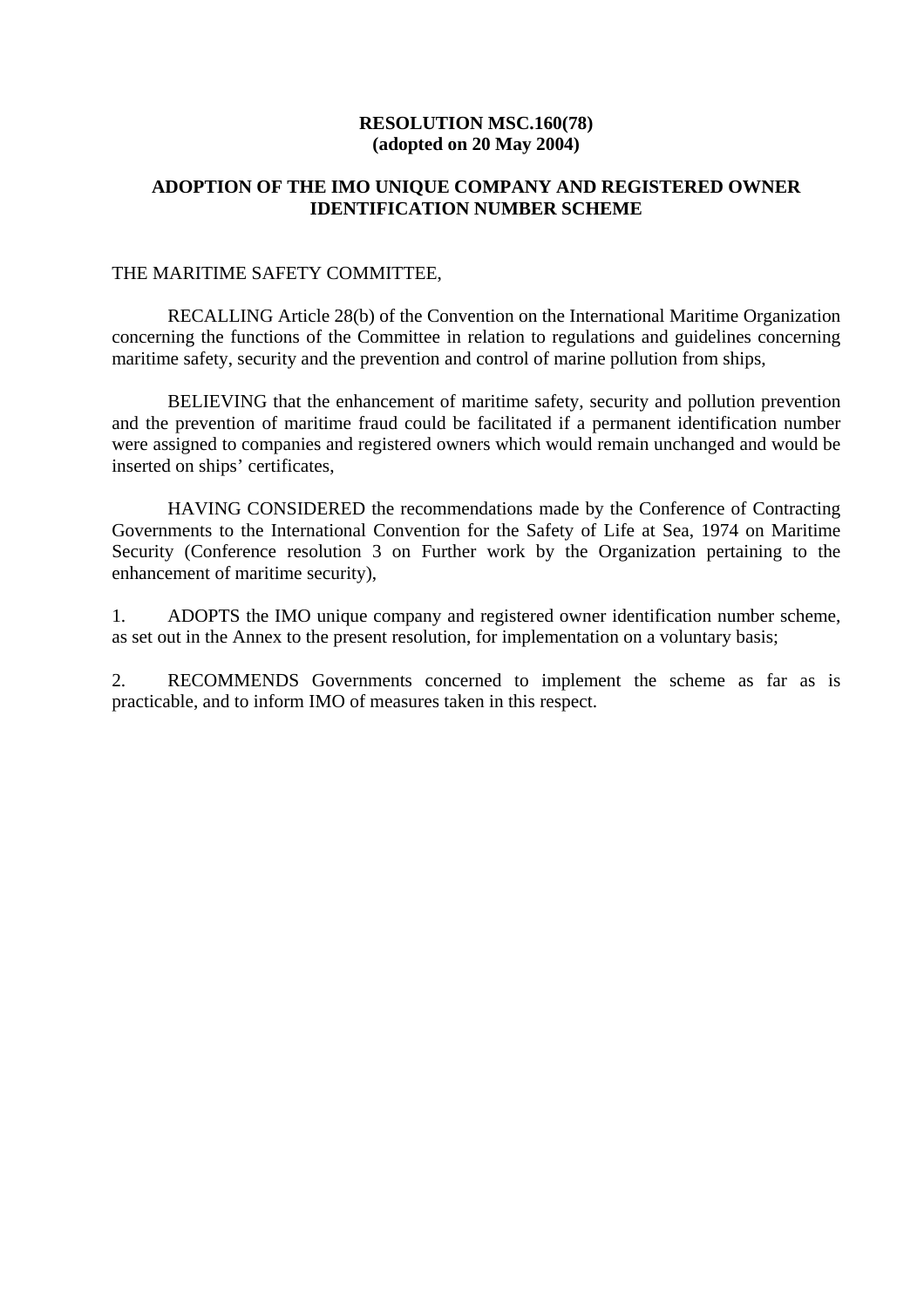**RESOLUTION MSC.160(78)**
**(adopted on 20 May 2004)**

# ADOPTION OF THE IMO UNIQUE COMPANY AND REGISTERED OWNER IDENTIFICATION NUMBER SCHEME

THE MARITIME SAFETY COMMITTEE,

RECALLING Article 28(b) of the Convention on the International Maritime Organization concerning the functions of the Committee in relation to regulations and guidelines concerning maritime safety, security and the prevention and control of marine pollution from ships,

BELIEVING that the enhancement of maritime safety, security and pollution prevention and the prevention of maritime fraud could be facilitated if a permanent identification number were assigned to companies and registered owners which would remain unchanged and would be inserted on ships' certificates,

HAVING CONSIDERED the recommendations made by the Conference of Contracting Governments to the International Convention for the Safety of Life at Sea, 1974 on Maritime Security (Conference resolution 3 on Further work by the Organization pertaining to the enhancement of maritime security),

1. ADOPTS the IMO unique company and registered owner identification number scheme, as set out in the Annex to the present resolution, for implementation on a voluntary basis;

2. RECOMMENDS Governments concerned to implement the scheme as far as is practicable, and to inform IMO of measures taken in this respect.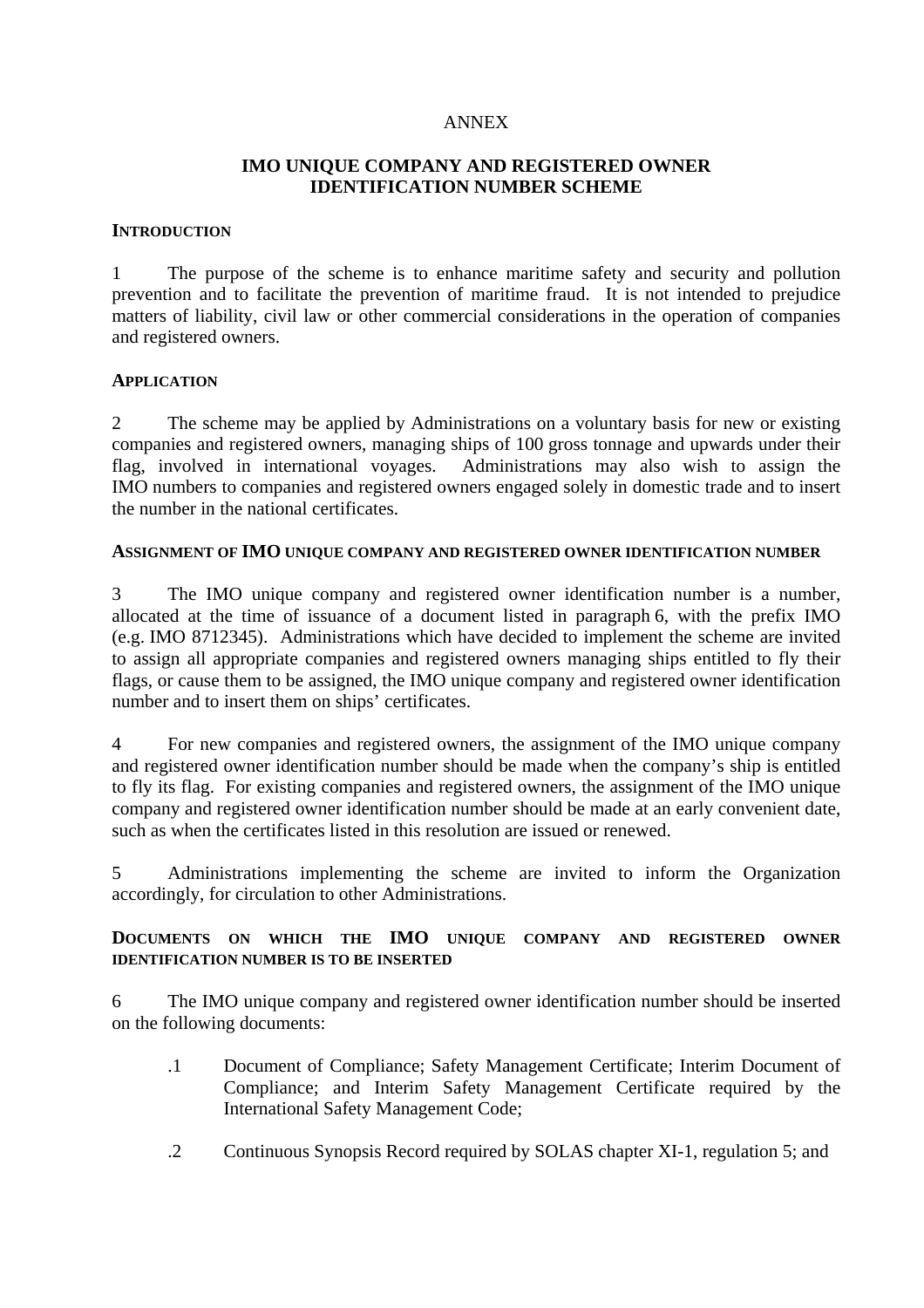ANNEX

# IMO UNIQUE COMPANY AND REGISTERED OWNER IDENTIFICATION NUMBER SCHEME

## INTRODUCTION

1 The purpose of the scheme is to enhance maritime safety and security and pollution prevention and to facilitate the prevention of maritime fraud. It is not intended to prejudice matters of liability, civil law or other commercial considerations in the operation of companies and registered owners.

## APPLICATION

2 The scheme may be applied by Administrations on a voluntary basis for new or existing companies and registered owners, managing ships of 100 gross tonnage and upwards under their flag, involved in international voyages. Administrations may also wish to assign the IMO numbers to companies and registered owners engaged solely in domestic trade and to insert the number in the national certificates.

## ASSIGNMENT OF IMO UNIQUE COMPANY AND REGISTERED OWNER IDENTIFICATION NUMBER

3 The IMO unique company and registered owner identification number is a number, allocated at the time of issuance of a document listed in paragraph 6, with the prefix IMO (e.g. IMO 8712345). Administrations which have decided to implement the scheme are invited to assign all appropriate companies and registered owners managing ships entitled to fly their flags, or cause them to be assigned, the IMO unique company and registered owner identification number and to insert them on ships' certificates.

4 For new companies and registered owners, the assignment of the IMO unique company and registered owner identification number should be made when the company's ship is entitled to fly its flag. For existing companies and registered owners, the assignment of the IMO unique company and registered owner identification number should be made at an early convenient date, such as when the certificates listed in this resolution are issued or renewed.

5 Administrations implementing the scheme are invited to inform the Organization accordingly, for circulation to other Administrations.

## DOCUMENTS ON WHICH THE IMO UNIQUE COMPANY AND REGISTERED OWNER IDENTIFICATION NUMBER IS TO BE INSERTED

6 The IMO unique company and registered owner identification number should be inserted on the following documents:

.1 Document of Compliance; Safety Management Certificate; Interim Document of Compliance; and Interim Safety Management Certificate required by the International Safety Management Code;

.2 Continuous Synopsis Record required by SOLAS chapter XI-1, regulation 5; and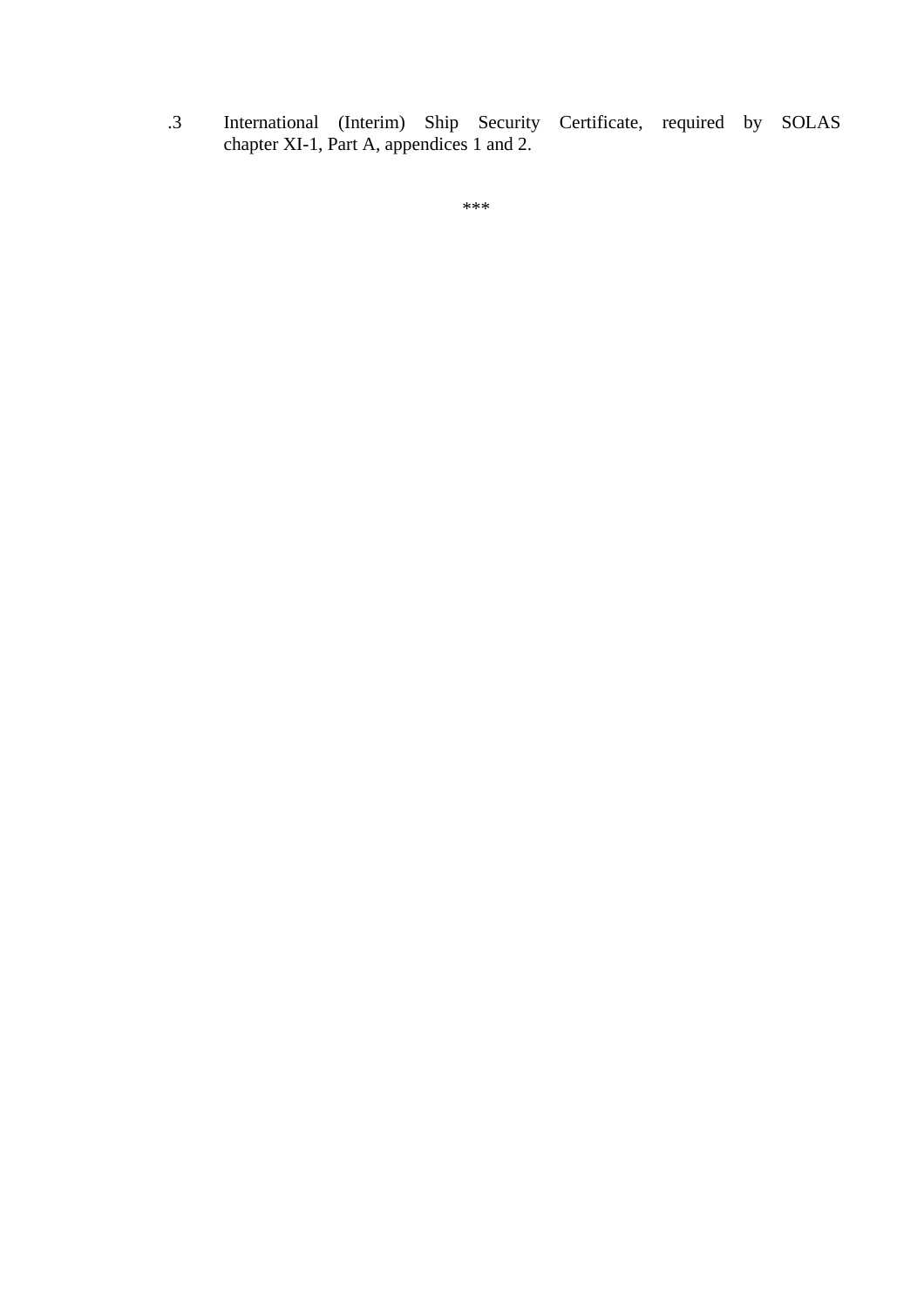.3 International (Interim) Ship Security Certificate, required by SOLAS chapter XI-1, Part A, appendices 1 and 2.

***